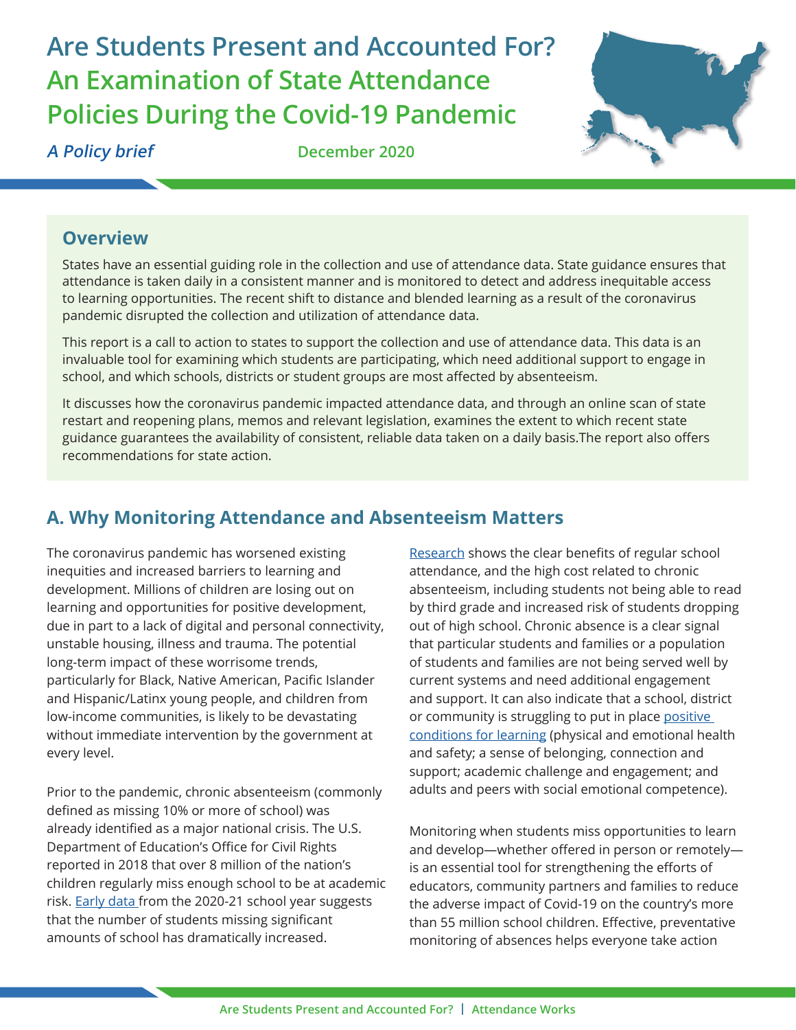# Are Students Present and Accounted For? An Examination of State Attendance Policies During the Covid-19 Pandemic

*A Policy brief* December 2020

## Overview

States have an essential guiding role in the collection and use of attendance data. State guidance ensures that attendance is taken daily in a consistent manner and is monitored to detect and address inequitable access to learning opportunities. The recent shift to distance and blended learning as a result of the coronavirus pandemic disrupted the collection and utilization of attendance data.

This report is a call to action to states to support the collection and use of attendance data. This data is an invaluable tool for examining which students are participating, which need additional support to engage in school, and which schools, districts or student groups are most affected by absenteeism.

It discusses how the coronavirus pandemic impacted attendance data, and through an online scan of state restart and reopening plans, memos and relevant legislation, examines the extent to which recent state guidance guarantees the availability of consistent, reliable data taken on a daily basis.The report also offers recommendations for state action.

## A. Why Monitoring Attendance and Absenteeism Matters

The coronavirus pandemic has worsened existing inequities and increased barriers to learning and development. Millions of children are losing out on learning and opportunities for positive development, due in part to a lack of digital and personal connectivity, unstable housing, illness and trauma. The potential long-term impact of these worrisome trends, particularly for Black, Native American, Pacific Islander and Hispanic/Latinx young people, and children from low-income communities, is likely to be devastating without immediate intervention by the government at every level.

Prior to the pandemic, chronic absenteeism (commonly defined as missing 10% or more of school) was already identified as a major national crisis. The U.S. Department of Education's Office for Civil Rights reported in 2018 that over 8 million of the nation's children regularly miss enough school to be at academic risk. Early data from the 2020-21 school year suggests that the number of students missing significant amounts of school has dramatically increased.

Research shows the clear benefits of regular school attendance, and the high cost related to chronic absenteeism, including students not being able to read by third grade and increased risk of students dropping out of high school. Chronic absence is a clear signal that particular students and families or a population of students and families are not being served well by current systems and need additional engagement and support. It can also indicate that a school, district or community is struggling to put in place positive conditions for learning (physical and emotional health and safety; a sense of belonging, connection and support; academic challenge and engagement; and adults and peers with social emotional competence).

Monitoring when students miss opportunities to learn and develop—whether offered in person or remotely—is an essential tool for strengthening the efforts of educators, community partners and families to reduce the adverse impact of Covid-19 on the country's more than 55 million school children. Effective, preventative monitoring of absences helps everyone take action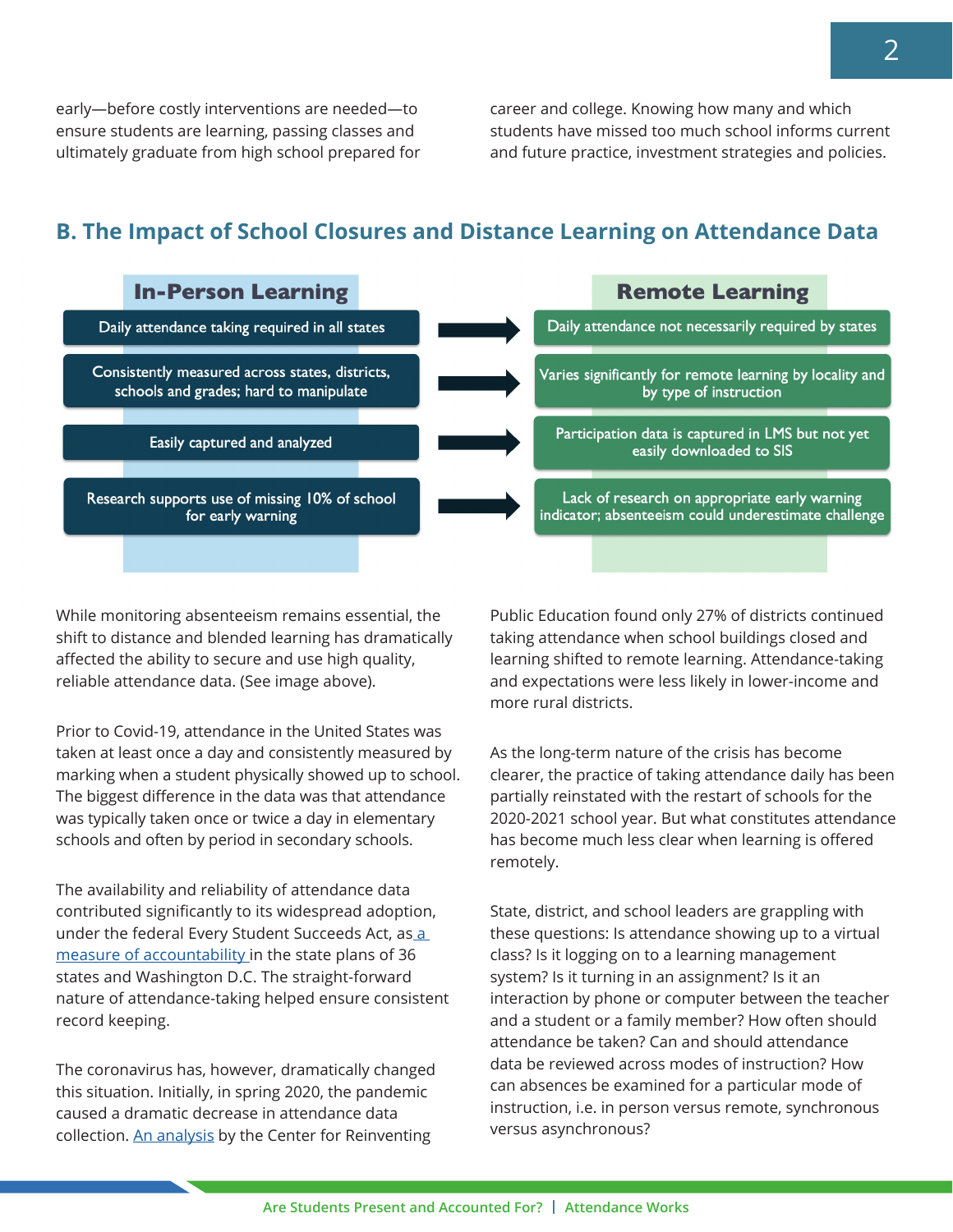early—before costly interventions are needed—to ensure students are learning, passing classes and ultimately graduate from high school prepared for career and college. Knowing how many and which students have missed too much school informs current and future practice, investment strategies and policies.

## B. The Impact of School Closures and Distance Learning on Attendance Data

| In-Person Learning | | Remote Learning |
|---|---|---|
| Daily attendance taking required in all states | → | Daily attendance not necessarily required by states |
| Consistently measured across states, districts, schools and grades; hard to manipulate | → | Varies significantly for remote learning by locality and by type of instruction |
| Easily captured and analyzed | → | Participation data is captured in LMS but not yet easily downloaded to SIS |
| Research supports use of missing 10% of school for early warning | → | Lack of research on appropriate early warning indicator; absenteeism could underestimate challenge |

While monitoring absenteeism remains essential, the shift to distance and blended learning has dramatically affected the ability to secure and use high quality, reliable attendance data. (See image above).

Prior to Covid-19, attendance in the United States was taken at least once a day and consistently measured by marking when a student physically showed up to school. The biggest difference in the data was that attendance was typically taken once or twice a day in elementary schools and often by period in secondary schools.

The availability and reliability of attendance data contributed significantly to its widespread adoption, under the federal Every Student Succeeds Act, as a measure of accountability in the state plans of 36 states and Washington D.C. The straight-forward nature of attendance-taking helped ensure consistent record keeping.

The coronavirus has, however, dramatically changed this situation. Initially, in spring 2020, the pandemic caused a dramatic decrease in attendance data collection. An analysis by the Center for Reinventing Public Education found only 27% of districts continued taking attendance when school buildings closed and learning shifted to remote learning. Attendance-taking and expectations were less likely in lower-income and more rural districts.

As the long-term nature of the crisis has become clearer, the practice of taking attendance daily has been partially reinstated with the restart of schools for the 2020-2021 school year. But what constitutes attendance has become much less clear when learning is offered remotely.

State, district, and school leaders are grappling with these questions: Is attendance showing up to a virtual class? Is it logging on to a learning management system? Is it turning in an assignment? Is it an interaction by phone or computer between the teacher and a student or a family member? How often should attendance be taken? Can and should attendance data be reviewed across modes of instruction? How can absences be examined for a particular mode of instruction, i.e. in person versus remote, synchronous versus asynchronous?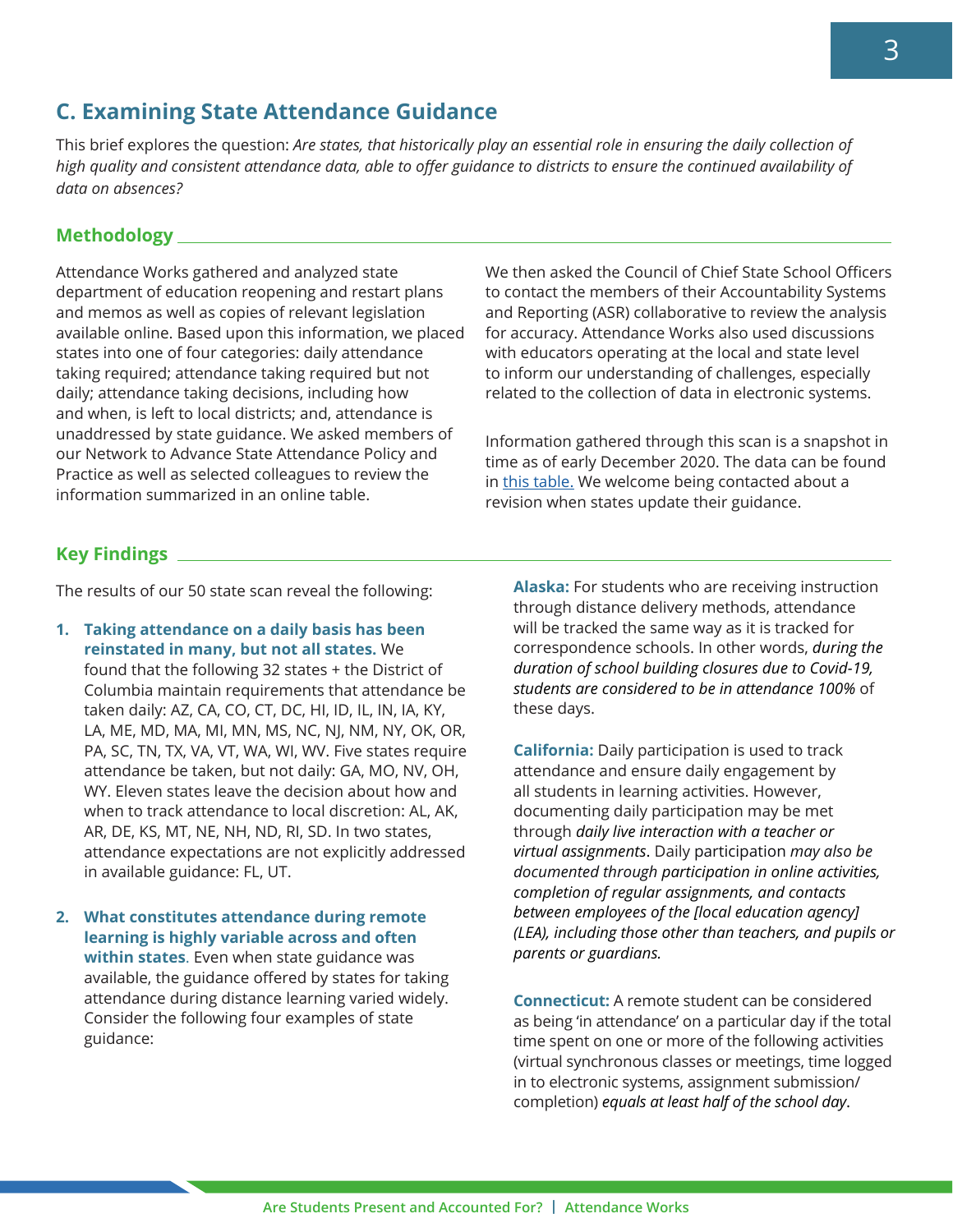## C. Examining State Attendance Guidance

This brief explores the question: *Are states, that historically play an essential role in ensuring the daily collection of high quality and consistent attendance data, able to offer guidance to districts to ensure the continued availability of data on absences?*

### Methodology

Attendance Works gathered and analyzed state department of education reopening and restart plans and memos as well as copies of relevant legislation available online. Based upon this information, we placed states into one of four categories: daily attendance taking required; attendance taking required but not daily; attendance taking decisions, including how and when, is left to local districts; and, attendance is unaddressed by state guidance. We asked members of our Network to Advance State Attendance Policy and Practice as well as selected colleagues to review the information summarized in an online table.

We then asked the Council of Chief State School Officers to contact the members of their Accountability Systems and Reporting (ASR) collaborative to review the analysis for accuracy. Attendance Works also used discussions with educators operating at the local and state level to inform our understanding of challenges, especially related to the collection of data in electronic systems.

Information gathered through this scan is a snapshot in time as of early December 2020. The data can be found in this table. We welcome being contacted about a revision when states update their guidance.

### Key Findings

The results of our 50 state scan reveal the following:

1. **Taking attendance on a daily basis has been reinstated in many, but not all states.** We found that the following 32 states + the District of Columbia maintain requirements that attendance be taken daily: AZ, CA, CO, CT, DC, HI, ID, IL, IN, IA, KY, LA, ME, MD, MA, MI, MN, MS, NC, NJ, NM, NY, OK, OR, PA, SC, TN, TX, VA, VT, WA, WI, WV. Five states require attendance be taken, but not daily: GA, MO, NV, OH, WY. Eleven states leave the decision about how and when to track attendance to local discretion: AL, AK, AR, DE, KS, MT, NE, NH, ND, RI, SD. In two states, attendance expectations are not explicitly addressed in available guidance: FL, UT.

2. **What constitutes attendance during remote learning is highly variable across and often within states.** Even when state guidance was available, the guidance offered by states for taking attendance during distance learning varied widely. Consider the following four examples of state guidance:

   **Alaska:** For students who are receiving instruction through distance delivery methods, attendance will be tracked the same way as it is tracked for correspondence schools. In other words, *during the duration of school building closures due to Covid-19, students are considered to be in attendance 100%* of these days.

   **California:** Daily participation is used to track attendance and ensure daily engagement by all students in learning activities. However, documenting daily participation may be met through *daily live interaction with a teacher or virtual assignments*. Daily participation *may also be documented through participation in online activities, completion of regular assignments, and contacts between employees of the [local education agency] (LEA), including those other than teachers, and pupils or parents or guardians.*

   **Connecticut:** A remote student can be considered as being 'in attendance' on a particular day if the total time spent on one or more of the following activities (virtual synchronous classes or meetings, time logged in to electronic systems, assignment submission/completion) *equals at least half of the school day*.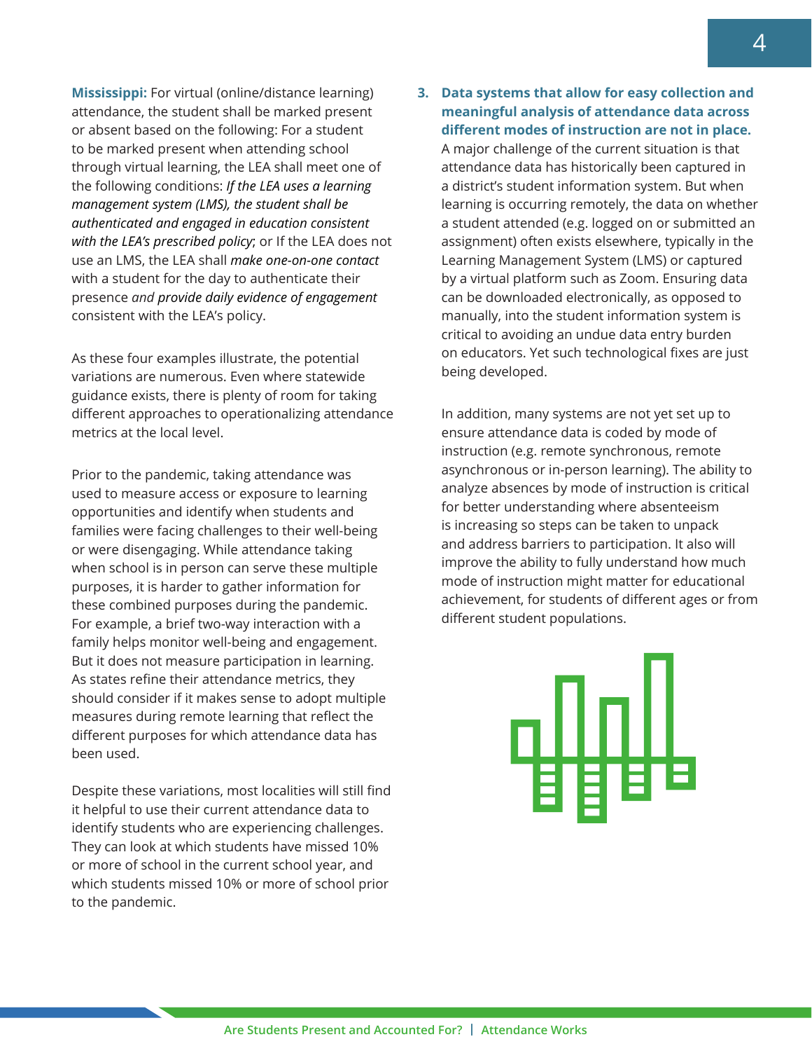**Mississippi:** For virtual (online/distance learning) attendance, the student shall be marked present or absent based on the following: For a student to be marked present when attending school through virtual learning, the LEA shall meet one of the following conditions: *If the LEA uses a learning management system (LMS), the student shall be authenticated and engaged in education consistent with the LEA's prescribed policy*; or If the LEA does not use an LMS, the LEA shall *make one-on-one contact* with a student for the day to authenticate their presence *and provide daily evidence of engagement* consistent with the LEA's policy.

As these four examples illustrate, the potential variations are numerous. Even where statewide guidance exists, there is plenty of room for taking different approaches to operationalizing attendance metrics at the local level.

Prior to the pandemic, taking attendance was used to measure access or exposure to learning opportunities and identify when students and families were facing challenges to their well-being or were disengaging. While attendance taking when school is in person can serve these multiple purposes, it is harder to gather information for these combined purposes during the pandemic. For example, a brief two-way interaction with a family helps monitor well-being and engagement. But it does not measure participation in learning. As states refine their attendance metrics, they should consider if it makes sense to adopt multiple measures during remote learning that reflect the different purposes for which attendance data has been used.

Despite these variations, most localities will still find it helpful to use their current attendance data to identify students who are experiencing challenges. They can look at which students have missed 10% or more of school in the current school year, and which students missed 10% or more of school prior to the pandemic.

3. **Data systems that allow for easy collection and meaningful analysis of attendance data across different modes of instruction are not in place.** A major challenge of the current situation is that attendance data has historically been captured in a district's student information system. But when learning is occurring remotely, the data on whether a student attended (e.g. logged on or submitted an assignment) often exists elsewhere, typically in the Learning Management System (LMS) or captured by a virtual platform such as Zoom. Ensuring data can be downloaded electronically, as opposed to manually, into the student information system is critical to avoiding an undue data entry burden on educators. Yet such technological fixes are just being developed.

   In addition, many systems are not yet set up to ensure attendance data is coded by mode of instruction (e.g. remote synchronous, remote asynchronous or in-person learning). The ability to analyze absences by mode of instruction is critical for better understanding where absenteeism is increasing so steps can be taken to unpack and address barriers to participation. It also will improve the ability to fully understand how much mode of instruction might matter for educational achievement, for students of different ages or from different student populations.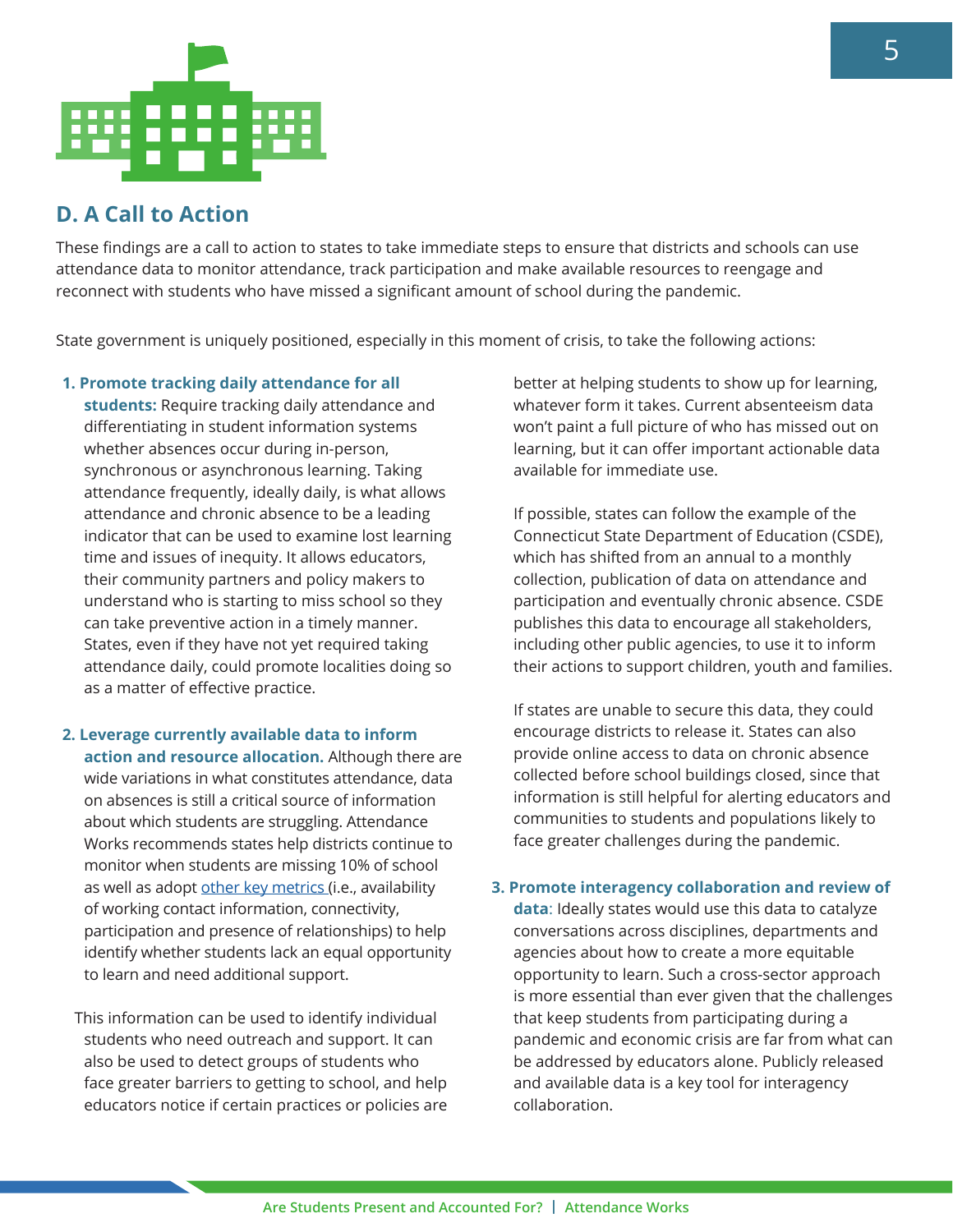## D. A Call to Action

These findings are a call to action to states to take immediate steps to ensure that districts and schools can use attendance data to monitor attendance, track participation and make available resources to reengage and reconnect with students who have missed a significant amount of school during the pandemic.

State government is uniquely positioned, especially in this moment of crisis, to take the following actions:

1. **Promote tracking daily attendance for all students:** Require tracking daily attendance and differentiating in student information systems whether absences occur during in-person, synchronous or asynchronous learning. Taking attendance frequently, ideally daily, is what allows attendance and chronic absence to be a leading indicator that can be used to examine lost learning time and issues of inequity. It allows educators, their community partners and policy makers to understand who is starting to miss school so they can take preventive action in a timely manner. States, even if they have not yet required taking attendance daily, could promote localities doing so as a matter of effective practice.

2. **Leverage currently available data to inform action and resource allocation.** Although there are wide variations in what constitutes attendance, data on absences is still a critical source of information about which students are struggling. Attendance Works recommends states help districts continue to monitor when students are missing 10% of school as well as adopt other key metrics (i.e., availability of working contact information, connectivity, participation and presence of relationships) to help identify whether students lack an equal opportunity to learn and need additional support.

   This information can be used to identify individual students who need outreach and support. It can also be used to detect groups of students who face greater barriers to getting to school, and help educators notice if certain practices or policies are better at helping students to show up for learning, whatever form it takes. Current absenteeism data won't paint a full picture of who has missed out on learning, but it can offer important actionable data available for immediate use.

   If possible, states can follow the example of the Connecticut State Department of Education (CSDE), which has shifted from an annual to a monthly collection, publication of data on attendance and participation and eventually chronic absence. CSDE publishes this data to encourage all stakeholders, including other public agencies, to use it to inform their actions to support children, youth and families.

   If states are unable to secure this data, they could encourage districts to release it. States can also provide online access to data on chronic absence collected before school buildings closed, since that information is still helpful for alerting educators and communities to students and populations likely to face greater challenges during the pandemic.

3. **Promote interagency collaboration and review of data**: Ideally states would use this data to catalyze conversations across disciplines, departments and agencies about how to create a more equitable opportunity to learn. Such a cross-sector approach is more essential than ever given that the challenges that keep students from participating during a pandemic and economic crisis are far from what can be addressed by educators alone. Publicly released and available data is a key tool for interagency collaboration.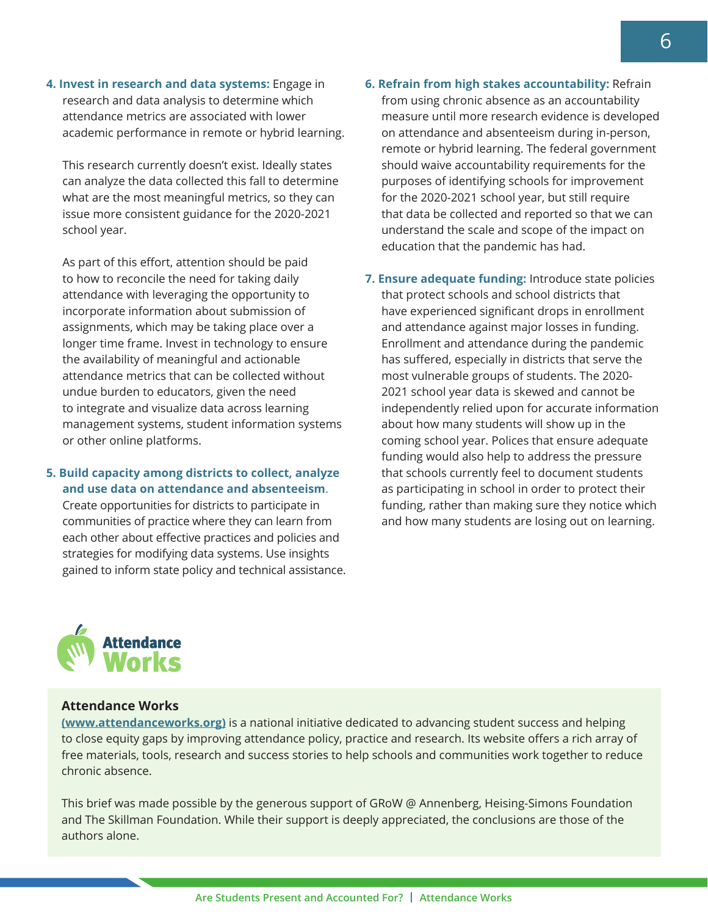**4. Invest in research and data systems:** Engage in research and data analysis to determine which attendance metrics are associated with lower academic performance in remote or hybrid learning.

This research currently doesn't exist. Ideally states can analyze the data collected this fall to determine what are the most meaningful metrics, so they can issue more consistent guidance for the 2020-2021 school year.

As part of this effort, attention should be paid to how to reconcile the need for taking daily attendance with leveraging the opportunity to incorporate information about submission of assignments, which may be taking place over a longer time frame. Invest in technology to ensure the availability of meaningful and actionable attendance metrics that can be collected without undue burden to educators, given the need to integrate and visualize data across learning management systems, student information systems or other online platforms.

**5. Build capacity among districts to collect, analyze and use data on attendance and absenteeism**. Create opportunities for districts to participate in communities of practice where they can learn from each other about effective practices and policies and strategies for modifying data systems. Use insights gained to inform state policy and technical assistance.

**6. Refrain from high stakes accountability:** Refrain from using chronic absence as an accountability measure until more research evidence is developed on attendance and absenteeism during in-person, remote or hybrid learning. The federal government should waive accountability requirements for the purposes of identifying schools for improvement for the 2020-2021 school year, but still require that data be collected and reported so that we can understand the scale and scope of the impact on education that the pandemic has had.

**7. Ensure adequate funding:** Introduce state policies that protect schools and school districts that have experienced significant drops in enrollment and attendance against major losses in funding. Enrollment and attendance during the pandemic has suffered, especially in districts that serve the most vulnerable groups of students. The 2020-2021 school year data is skewed and cannot be independently relied upon for accurate information about how many students will show up in the coming school year. Polices that ensure adequate funding would also help to address the pressure that schools currently feel to document students as participating in school in order to protect their funding, rather than making sure they notice which and how many students are losing out on learning.

Attendance Works

**Attendance Works**

**(www.attendanceworks.org)** is a national initiative dedicated to advancing student success and helping to close equity gaps by improving attendance policy, practice and research. Its website offers a rich array of free materials, tools, research and success stories to help schools and communities work together to reduce chronic absence.

This brief was made possible by the generous support of GRoW @ Annenberg, Heising-Simons Foundation and The Skillman Foundation. While their support is deeply appreciated, the conclusions are those of the authors alone.